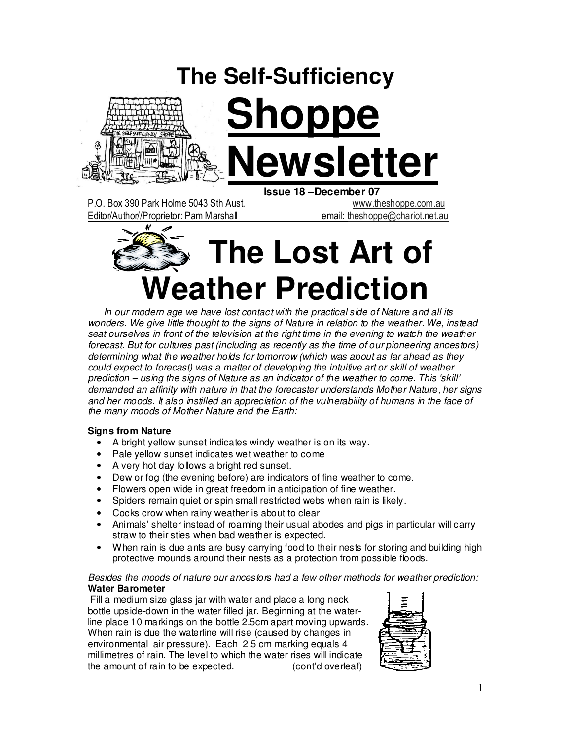# The Self-Sufficiency Shoppe Newsletter

**Issue 18 –December 07**

P.O. Box 390 Park Holme 5043 Sth Aust. www.theshoppe.com.au

Editor/Author//Proprietor: Pam Marshall email: theshoppe@chariot.net.au

# The Lost Art of Weather Prediction

*In our modern age we have lost contact with the practical side of Nature and all its wonders. We give little thought to the signs of Nature in relation to the weather. We, instead seat ourselves in front of the television at the right time in the evening to watch the weather forecast. But for cultures past (including as recently as the time of our pioneering ancestors) determining what the weather holds for tomorrow (which was about as far ahead as they could expect to forecast) was a matter of developing the intuitive art or skill of weather prediction – using the signs of Nature as an indicator of the weather to come. This 'skill' demanded an affinity with nature in that the forecaster understands Mother Nature, her signs and her moods. It also instilled an appreciation of the vulnerability of humans in the face of the many moods of Mother Nature and the Earth:*

**Signs from Nature**

- A bright yellow sunset indicates windy weather is on its way.
- Pale yellow sunset indicates wet weather to come
- A very hot day follows a bright red sunset.
- Dew or fog (the evening before) are indicators of fine weather to come.
- Flowers open wide in great freedom in anticipation of fine weather.
- Spiders remain quiet or spin small restricted webs when rain is likely.
- Cocks crow when rainy weather is about to clear
- Animals' shelter instead of roaming their usual abodes and pigs in particular will carry straw to their sties when bad weather is expected.
- When rain is due ants are busy carrying food to their nests for storing and building high protective mounds around their nests as a protection from possible floods.

*Besides the moods of nature our ancestors had a few other methods for weather prediction:*

**Water Barometer**

Fill a medium size glass jar with water and place a long neck bottle upside-down in the water filled jar. Beginning at the water-line place 10 markings on the bottle 2.5cm apart moving upwards. When rain is due the waterline will rise (caused by changes in environmental air pressure). Each 2.5 cm marking equals 4 millimetres of rain. The level to which the water rises will indicate the amount of rain to be expected. (cont'd overleaf)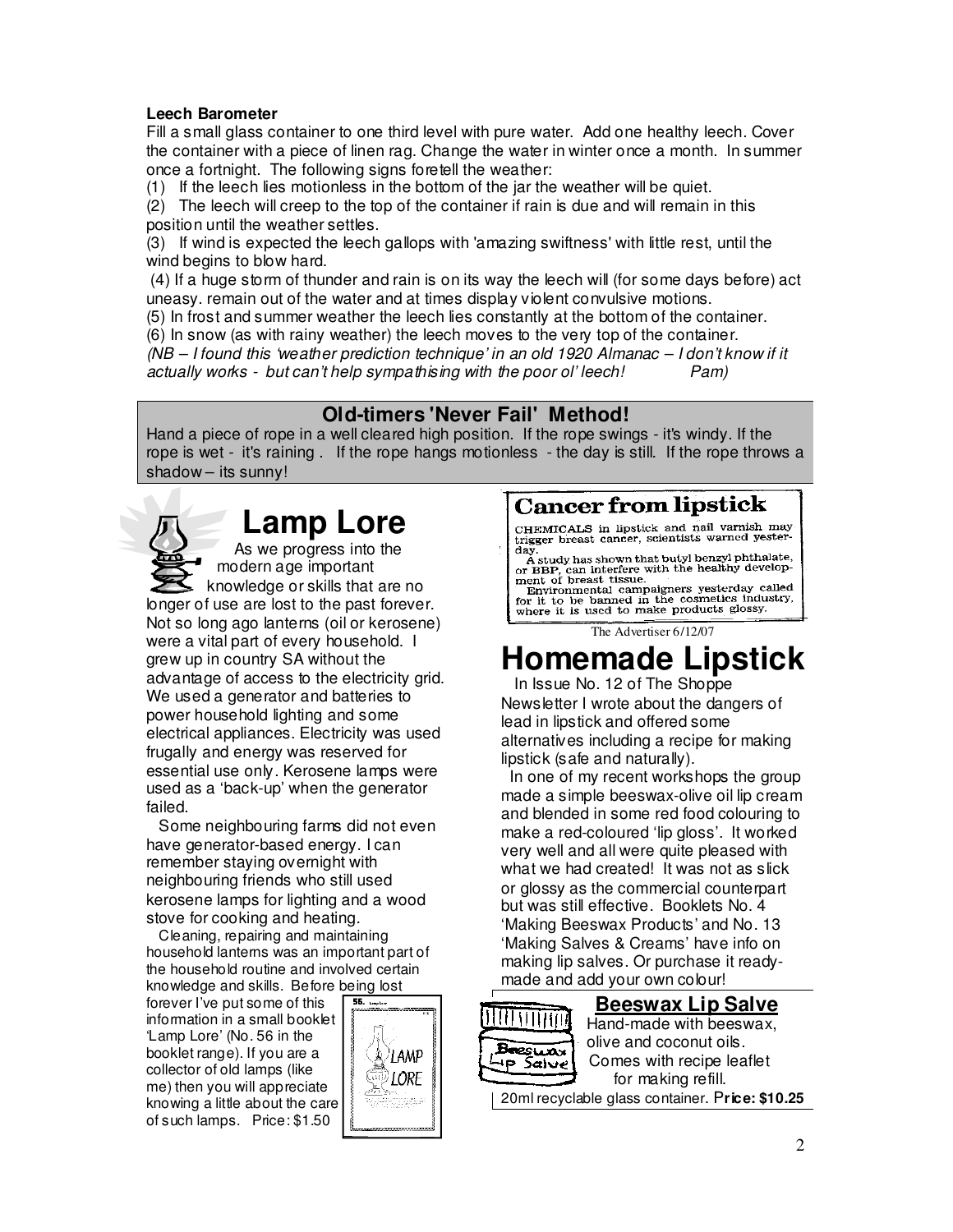**Leech Barometer**

Fill a small glass container to one third level with pure water. Add one healthy leech. Cover the container with a piece of linen rag. Change the water in winter once a month. In summer once a fortnight. The following signs foretell the weather:

(1) If the leech lies motionless in the bottom of the jar the weather will be quiet.

(2) The leech will creep to the top of the container if rain is due and will remain in this position until the weather settles.

(3) If wind is expected the leech gallops with 'amazing swiftness' with little rest, until the wind begins to blow hard.

(4) If a huge storm of thunder and rain is on its way the leech will (for some days before) act uneasy. remain out of the water and at times display violent convulsive motions.

(5) In frost and summer weather the leech lies constantly at the bottom of the container.

(6) In snow (as with rainy weather) the leech moves to the very top of the container.

*(NB – I found this 'weather prediction technique' in an old 1920 Almanac – I don't know if it actually works - but can't help sympathising with the poor ol' leech! Pam)*

## Old-timers 'Never Fail' Method!

Hand a piece of rope in a well cleared high position. If the rope swings - it's windy. If the rope is wet - it's raining . If the rope hangs motionless - the day is still. If the rope throws a shadow – its sunny!

# Lamp Lore

As we progress into the modern age important knowledge or skills that are no longer of use are lost to the past forever. Not so long ago lanterns (oil or kerosene) were a vital part of every household. I grew up in country SA without the advantage of access to the electricity grid. We used a generator and batteries to power household lighting and some electrical appliances. Electricity was used frugally and energy was reserved for essential use only. Kerosene lamps were used as a 'back-up' when the generator failed.

Some neighbouring farms did not even have generator-based energy. I can remember staying overnight with neighbouring friends who still used kerosene lamps for lighting and a wood stove for cooking and heating.

Cleaning, repairing and maintaining household lanterns was an important part of the household routine and involved certain knowledge and skills. Before being lost forever I've put some of this information in a small booklet 'Lamp Lore' (No. 56 in the booklet range). If you are a collector of old lamps (like me) then you will appreciate knowing a little about the care of such lamps. Price: $1.50

## Cancer from lipstick

CHEMICALS in lipstick and nail varnish may trigger breast cancer, scientists warned yesterday.

A study has shown that butyl benzyl phthalate, or BBP, can interfere with the healthy development of breast tissue.

Environmental campaigners yesterday called for it to be banned in the cosmetics industry, where it is used to make products glossy.

The Advertiser 6/12/07

# Homemade Lipstick

In Issue No. 12 of The Shoppe Newsletter I wrote about the dangers of lead in lipstick and offered some alternatives including a recipe for making lipstick (safe and naturally).

In one of my recent workshops the group made a simple beeswax-olive oil lip cream and blended in some red food colouring to make a red-coloured 'lip gloss'. It worked very well and all were quite pleased with what we had created! It was not as slick or glossy as the commercial counterpart but was still effective. Booklets No. 4 'Making Beeswax Products' and No. 13 'Making Salves & Creams' have info on making lip salves. Or purchase it ready-made and add your own colour!

## Beeswax Lip Salve

Hand-made with beeswax, olive and coconut oils. Comes with recipe leaflet for making refill.

20ml recyclable glass container. **Price: $10.25**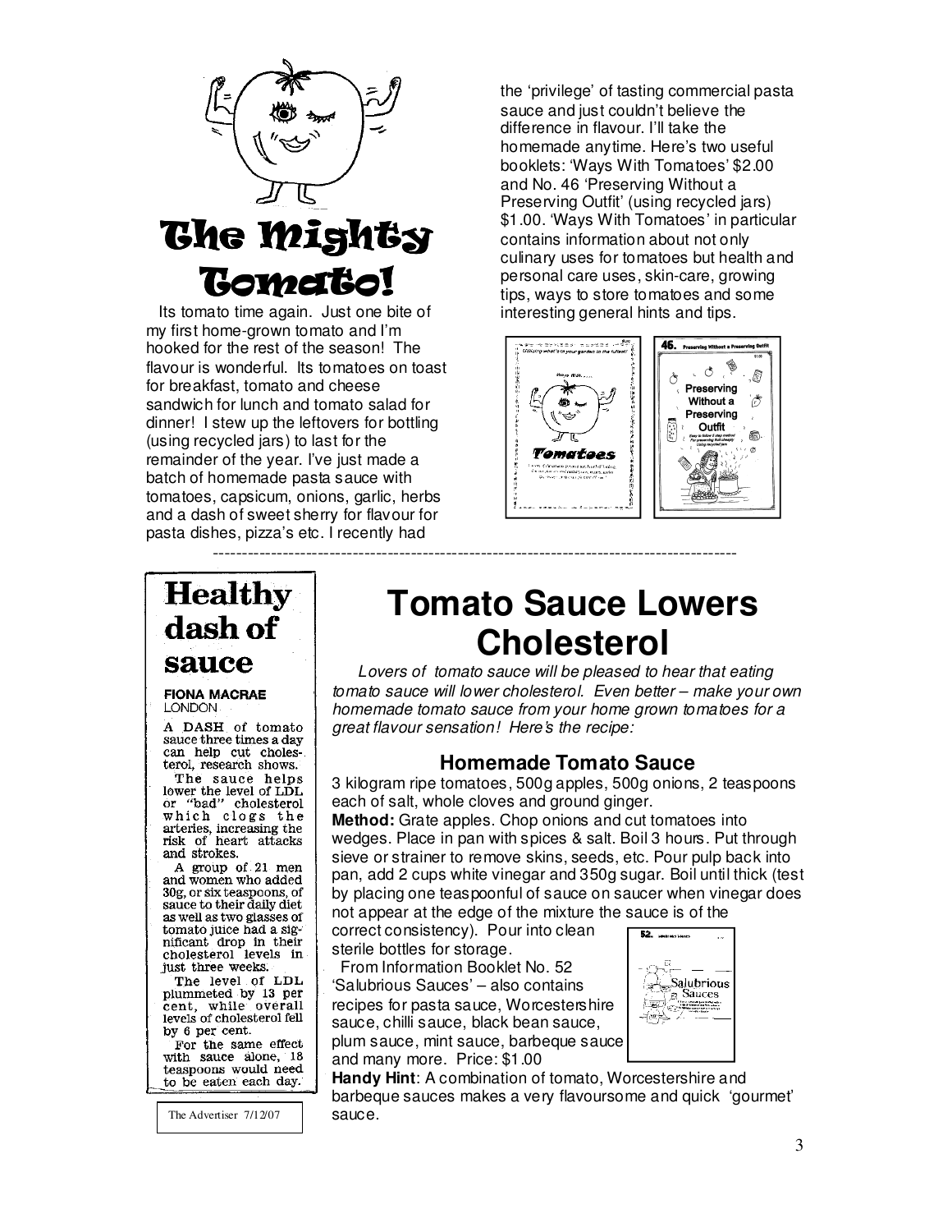# The Mighty Tomato!

Its tomato time again. Just one bite of my first home-grown tomato and I'm hooked for the rest of the season! The flavour is wonderful. Its tomatoes on toast for breakfast, tomato and cheese sandwich for lunch and tomato salad for dinner! I stew up the leftovers for bottling (using recycled jars) to last for the remainder of the year. I've just made a batch of homemade pasta sauce with tomatoes, capsicum, onions, garlic, herbs and a dash of sweet sherry for flavour for pasta dishes, pizza's etc. I recently had the 'privilege' of tasting commercial pasta sauce and just couldn't believe the difference in flavour. I'll take the homemade anytime. Here's two useful booklets: 'Ways With Tomatoes' $2.00 and No. 46 'Preserving Without a Preserving Outfit' (using recycled jars) $1.00. 'Ways With Tomatoes' in particular contains information about not only culinary uses for tomatoes but health and personal care uses, skin-care, growing tips, ways to store tomatoes and some interesting general hints and tips.

---

## Healthy dash of sauce

**FIONA MACRAE**
LONDON

A DASH of tomato sauce three times a day can help cut cholesterol, research shows.

The sauce helps lower the level of LDL or "bad" cholesterol which clogs the arteries, increasing the risk of heart attacks and strokes.

A group of 21 men and women who added 30g, or six teaspoons, of sauce to their daily diet as well as two glasses of tomato juice had a significant drop in their cholesterol levels in just three weeks.

The level of LDL plummeted by 13 per cent, while overall levels of cholesterol fell by 6 per cent.

For the same effect with sauce alone, 18 teaspoons would need to be eaten each day.

The Advertiser 7/12/07

# Tomato Sauce Lowers Cholesterol

*Lovers of tomato sauce will be pleased to hear that eating tomato sauce will lower cholesterol. Even better – make your own homemade tomato sauce from your home grown tomatoes for a great flavour sensation! Here's the recipe:*

### Homemade Tomato Sauce

3 kilogram ripe tomatoes, 500g apples, 500g onions, 2 teaspoons each of salt, whole cloves and ground ginger.

**Method:** Grate apples. Chop onions and cut tomatoes into wedges. Place in pan with spices & salt. Boil 3 hours. Put through sieve or strainer to remove skins, seeds, etc. Pour pulp back into pan, add 2 cups white vinegar and 350g sugar. Boil until thick (test by placing one teaspoonful of sauce on saucer when vinegar does not appear at the edge of the mixture the sauce is of the correct consistency). Pour into clean sterile bottles for storage.

From Information Booklet No. 52 'Salubrious Sauces' – also contains recipes for pasta sauce, Worcestershire sauce, chilli sauce, black bean sauce, plum sauce, mint sauce, barbeque sauce and many more. Price: $1.00

**Handy Hint**: A combination of tomato, Worcestershire and barbeque sauces makes a very flavoursome and quick 'gourmet' sauce.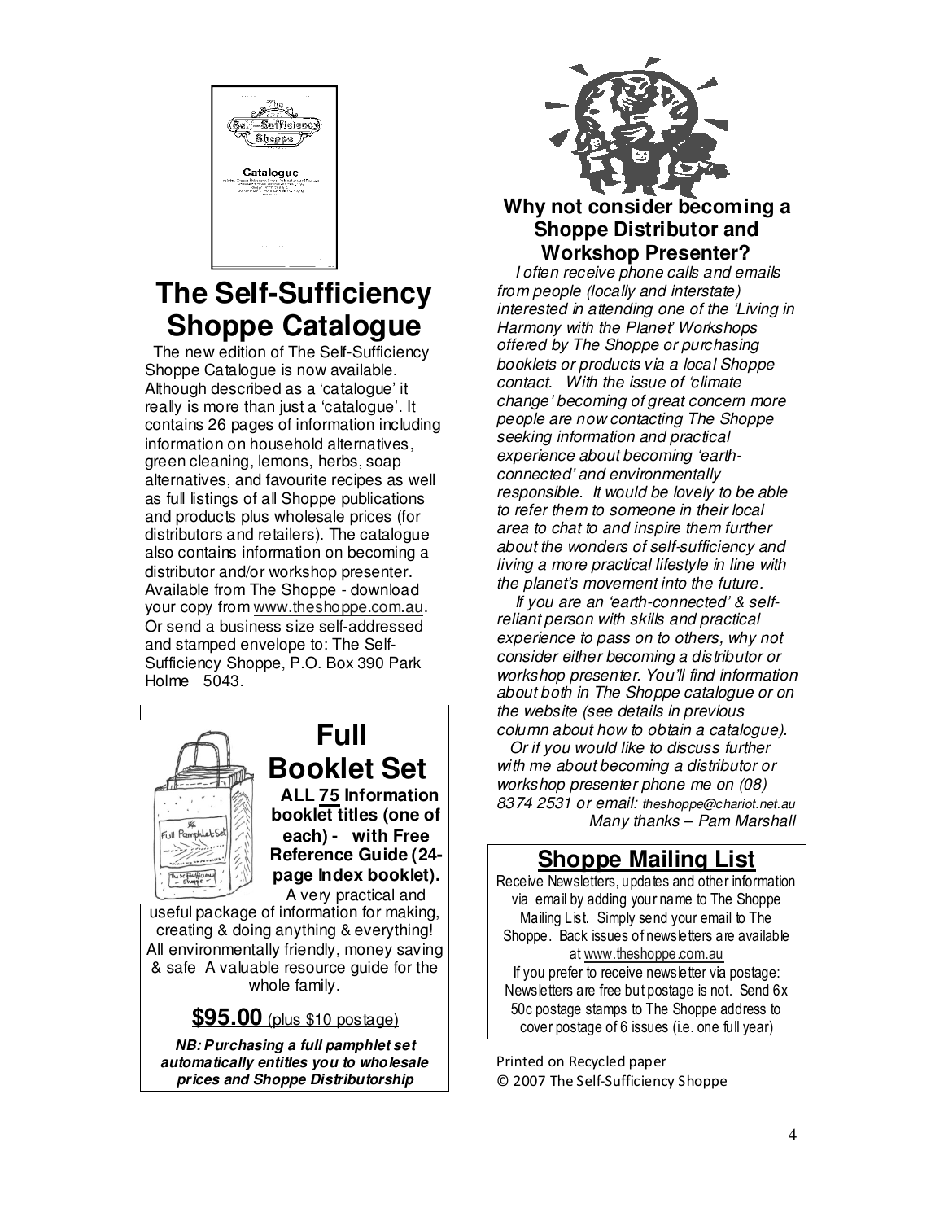# The Self-Sufficiency Shoppe Catalogue

The new edition of The Self-Sufficiency Shoppe Catalogue is now available. Although described as a 'catalogue' it really is more than just a 'catalogue'. It contains 26 pages of information including information on household alternatives, green cleaning, lemons, herbs, soap alternatives, and favourite recipes as well as full listings of all Shoppe publications and products plus wholesale prices (for distributors and retailers). The catalogue also contains information on becoming a distributor and/or workshop presenter. Available from The Shoppe - download your copy from www.theshoppe.com.au. Or send a business size self-addressed and stamped envelope to: The Self-Sufficiency Shoppe, P.O. Box 390 Park Holme 5043.

# Full Booklet Set

**ALL 75 Information booklet titles (one of each) - with Free Reference Guide (24-page Index booklet).**

A very practical and useful package of information for making, creating & doing anything & everything! All environmentally friendly, money saving & safe A valuable resource guide for the whole family.

**$95.00** (plus $10 postage)

***NB: Purchasing a full pamphlet set automatically entitles you to wholesale prices and Shoppe Distributorship***

## Why not consider becoming a Shoppe Distributor and Workshop Presenter?

*I often receive phone calls and emails from people (locally and interstate) interested in attending one of the 'Living in Harmony with the Planet' Workshops offered by The Shoppe or purchasing booklets or products via a local Shoppe contact. With the issue of 'climate change' becoming of great concern more people are now contacting The Shoppe seeking information and practical experience about becoming 'earth-connected' and environmentally responsible. It would be lovely to be able to refer them to someone in their local area to chat to and inspire them further about the wonders of self-sufficiency and living a more practical lifestyle in line with the planet's movement into the future.*

*If you are an 'earth-connected' & self-reliant person with skills and practical experience to pass on to others, why not consider either becoming a distributor or workshop presenter. You'll find information about both in The Shoppe catalogue or on the website (see details in previous column about how to obtain a catalogue).*

*Or if you would like to discuss further with me about becoming a distributor or workshop presenter phone me on (08) 8374 2531 or email: theshoppe@chariot.net.au*

*Many thanks – Pam Marshall*

## Shoppe Mailing List

Receive Newsletters, updates and other information via email by adding your name to The Shoppe Mailing List. Simply send your email to The Shoppe. Back issues of newsletters are available at www.theshoppe.com.au

If you prefer to receive newsletter via postage: Newsletters are free but postage is not. Send 6x 50c postage stamps to The Shoppe address to cover postage of 6 issues (i.e. one full year)

Printed on Recycled paper
© 2007 The Self-Sufficiency Shoppe